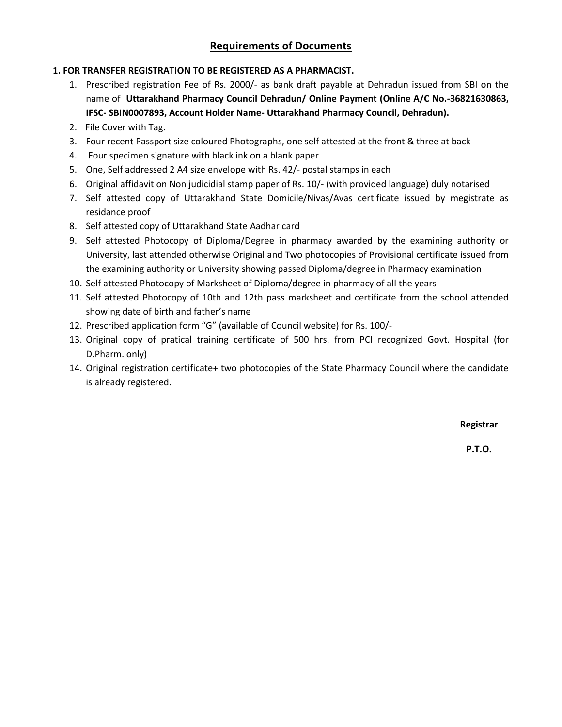## Requirements of Documents

**1. FOR TRANSFER REGISTRATION TO BE REGISTERED AS A PHARMACIST.**

1. Prescribed registration Fee of Rs. 2000/- as bank draft payable at Dehradun issued from SBI on the name of **Uttarakhand Pharmacy Council Dehradun/ Online Payment (Online A/C No.-36821630863, IFSC- SBIN0007893, Account Holder Name- Uttarakhand Pharmacy Council, Dehradun).**
2. File Cover with Tag.
3. Four recent Passport size coloured Photographs, one self attested at the front & three at back
4. Four specimen signature with black ink on a blank paper
5. One, Self addressed 2 A4 size envelope with Rs. 42/- postal stamps in each
6. Original affidavit on Non judicidial stamp paper of Rs. 10/- (with provided language) duly notarised
7. Self attested copy of Uttarakhand State Domicile/Nivas/Avas certificate issued by megistrate as residance proof
8. Self attested copy of Uttarakhand State Aadhar card
9. Self attested Photocopy of Diploma/Degree in pharmacy awarded by the examining authority or University, last attended otherwise Original and Two photocopies of Provisional certificate issued from the examining authority or University showing passed Diploma/degree in Pharmacy examination
10. Self attested Photocopy of Marksheet of Diploma/degree in pharmacy of all the years
11. Self attested Photocopy of 10th and 12th pass marksheet and certificate from the school attended showing date of birth and father's name
12. Prescribed application form "G" (available of Council website) for Rs. 100/-
13. Original copy of pratical training certificate of 500 hrs. from PCI recognized Govt. Hospital (for D.Pharm. only)
14. Original registration certificate+ two photocopies of the State Pharmacy Council where the candidate is already registered.

**Registrar**

**P.T.O.**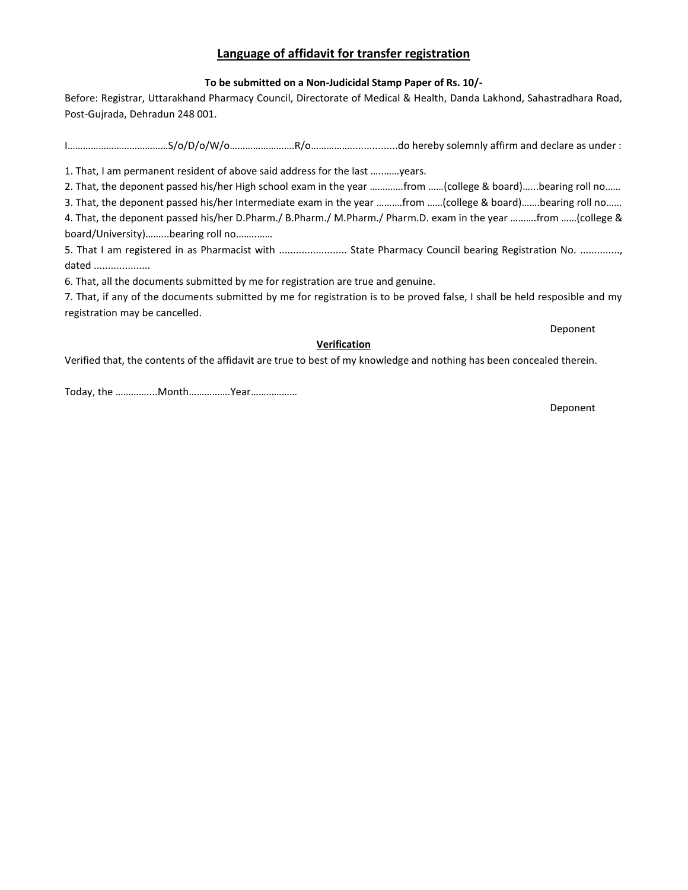## Language of affidavit for transfer registration

**To be submitted on a Non-Judicidal Stamp Paper of Rs. 10/-**

Before: Registrar, Uttarakhand Pharmacy Council, Directorate of Medical & Health, Danda Lakhond, Sahastradhara Road, Post-Gujrada, Dehradun 248 001.

I………………………………S/o/D/o/W/o……………………R/o…………….............do hereby solemnly affirm and declare as under :

1. That, I am permanent resident of above said address for the last ….……years.
2. That, the deponent passed his/her High school exam in the year ………….from ……(college & board)…...bearing roll no……
3. That, the deponent passed his/her Intermediate exam in the year ……….from ……(college & board)…….bearing roll no……
4. That, the deponent passed his/her D.Pharm./ B.Pharm./ M.Pharm./ Pharm.D. exam in the year ……….from ……(college & board/University)……..bearing roll no…….……
5. That I am registered in as Pharmacist with ........................ State Pharmacy Council bearing Registration No. .............., dated ...................
6. That, all the documents submitted by me for registration are true and genuine.
7. That, if any of the documents submitted by me for registration is to be proved false, I shall be held resposible and my registration may be cancelled.

Deponent

**Verification**

Verified that, the contents of the affidavit are true to best of my knowledge and nothing has been concealed therein.

Today, the …………....Month…………….Year………………

Deponent